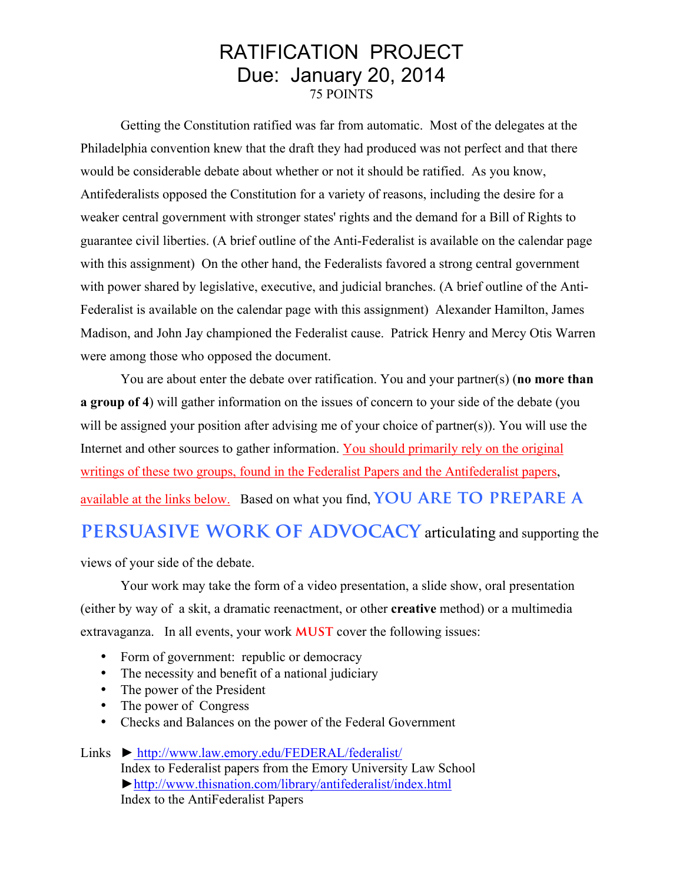# RATIFICATION PROJECT
## Due: January 20, 2014
75 POINTS

Getting the Constitution ratified was far from automatic. Most of the delegates at the Philadelphia convention knew that the draft they had produced was not perfect and that there would be considerable debate about whether or not it should be ratified. As you know, Antifederalists opposed the Constitution for a variety of reasons, including the desire for a weaker central government with stronger states' rights and the demand for a Bill of Rights to guarantee civil liberties. (A brief outline of the Anti-Federalist is available on the calendar page with this assignment) On the other hand, the Federalists favored a strong central government with power shared by legislative, executive, and judicial branches. (A brief outline of the Anti-Federalist is available on the calendar page with this assignment) Alexander Hamilton, James Madison, and John Jay championed the Federalist cause. Patrick Henry and Mercy Otis Warren were among those who opposed the document.

You are about enter the debate over ratification. You and your partner(s) (**no more than a group of 4**) will gather information on the issues of concern to your side of the debate (you will be assigned your position after advising me of your choice of partner(s)). You will use the Internet and other sources to gather information. You should primarily rely on the original writings of these two groups, found in the Federalist Papers and the Antifederalist papers, available at the links below. Based on what you find, **YOU ARE TO PREPARE A PERSUASIVE WORK OF ADVOCACY** articulating and supporting the views of your side of the debate.

Your work may take the form of a video presentation, a slide show, oral presentation (either by way of a skit, a dramatic reenactment, or other **creative** method) or a multimedia extravaganza. In all events, your work **MUST** cover the following issues:

- Form of government: republic or democracy
- The necessity and benefit of a national judiciary
- The power of the President
- The power of Congress
- Checks and Balances on the power of the Federal Government

Links ► http://www.law.emory.edu/FEDERAL/federalist/
Index to Federalist papers from the Emory University Law School
► http://www.thisnation.com/library/antifederalist/index.html
Index to the AntiFederalist Papers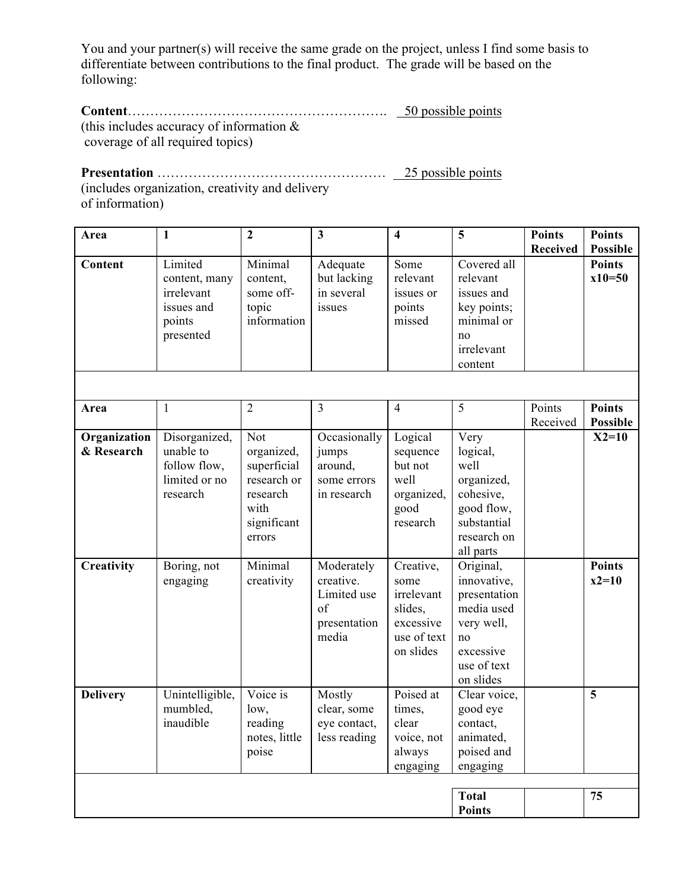You and your partner(s) will receive the same grade on the project, unless I find some basis to differentiate between contributions to the final product. The grade will be based on the following:

**Content**………………………………………………. 50 possible points
(this includes accuracy of information & coverage of all required topics)

**Presentation** …………………………………………… 25 possible points
(includes organization, creativity and delivery of information)

| **Area** | **1** | **2** | **3** | **4** | **5** | **Points Received** | **Points Possible** |
|---|---|---|---|---|---|---|---|
| **Content** | Limited content, many irrelevant issues and points presented | Minimal content, some off-topic information | Adequate but lacking in several issues | Some relevant issues or points missed | Covered all relevant issues and key points; minimal or no irrelevant content | | **Points x10=50** |
| | | | | | | | |
| **Area** | 1 | 2 | 3 | 4 | 5 | Points Received | **Points Possible** |
| **Organization & Research** | Disorganized, unable to follow flow, limited or no research | Not organized, superficial research or research with significant errors | Occasionally jumps around, some errors in research | Logical sequence but not well organized, good research | Very logical, well organized, cohesive, good flow, substantial research on all parts | | **X2=10** |
| **Creativity** | Boring, not engaging | Minimal creativity | Moderately creative. Limited use of presentation media | Creative, some irrelevant slides, excessive use of text on slides | Original, innovative, presentation media used very well, no excessive use of text on slides | | **Points x2=10** |
| **Delivery** | Unintelligible, mumbled, inaudible | Voice is low, reading notes, little poise | Mostly clear, some eye contact, less reading | Poised at times, clear voice, not always engaging | Clear voice, good eye contact, animated, poised and engaging | | **5** |
| | | | | | | | |
| | | | | | **Total Points** | | **75** |